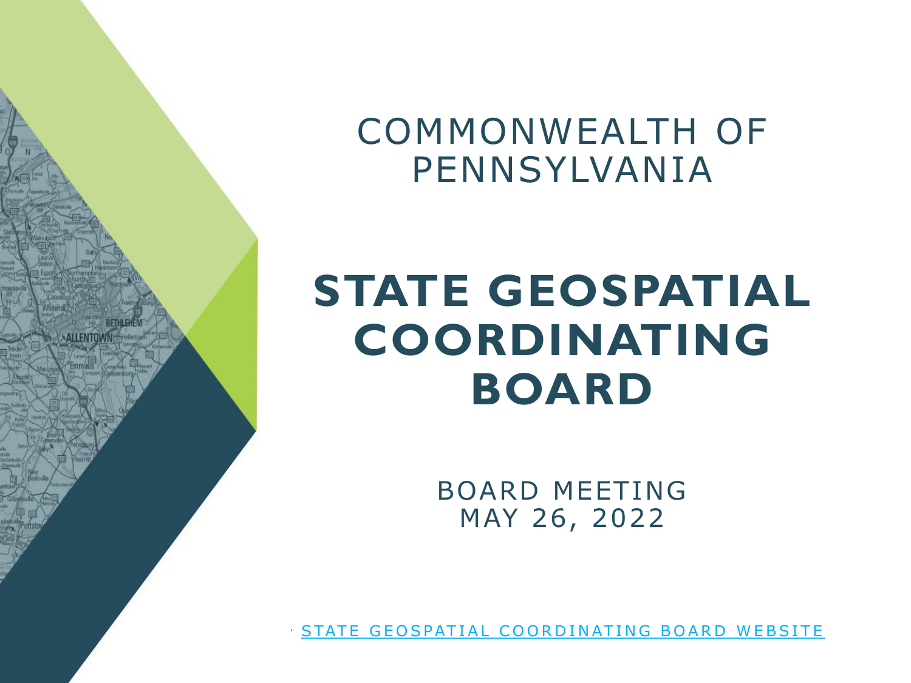COMMONWEALTH OF PENNSYLVANIA

# STATE GEOSPATIAL COORDINATING BOARD

BOARD MEETING
MAY 26, 2022

- STATE GEOSPATIAL COORDINATING BOARD WEBSITE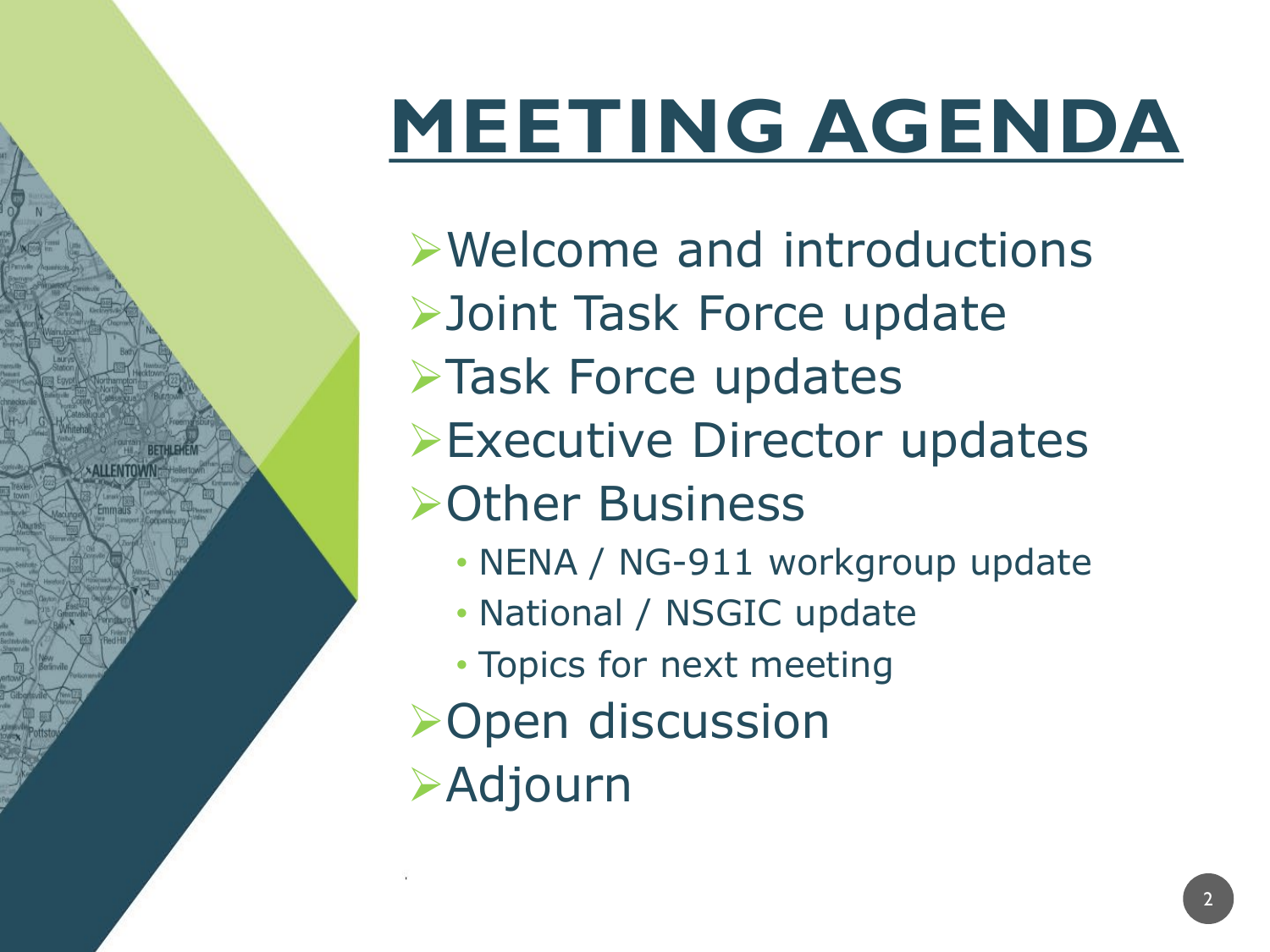# MEETING AGENDA

- Welcome and introductions
- Joint Task Force update
- Task Force updates
- Executive Director updates
- Other Business
  - NENA / NG-911 workgroup update
  - National / NSGIC update
  - Topics for next meeting
- Open discussion
- Adjourn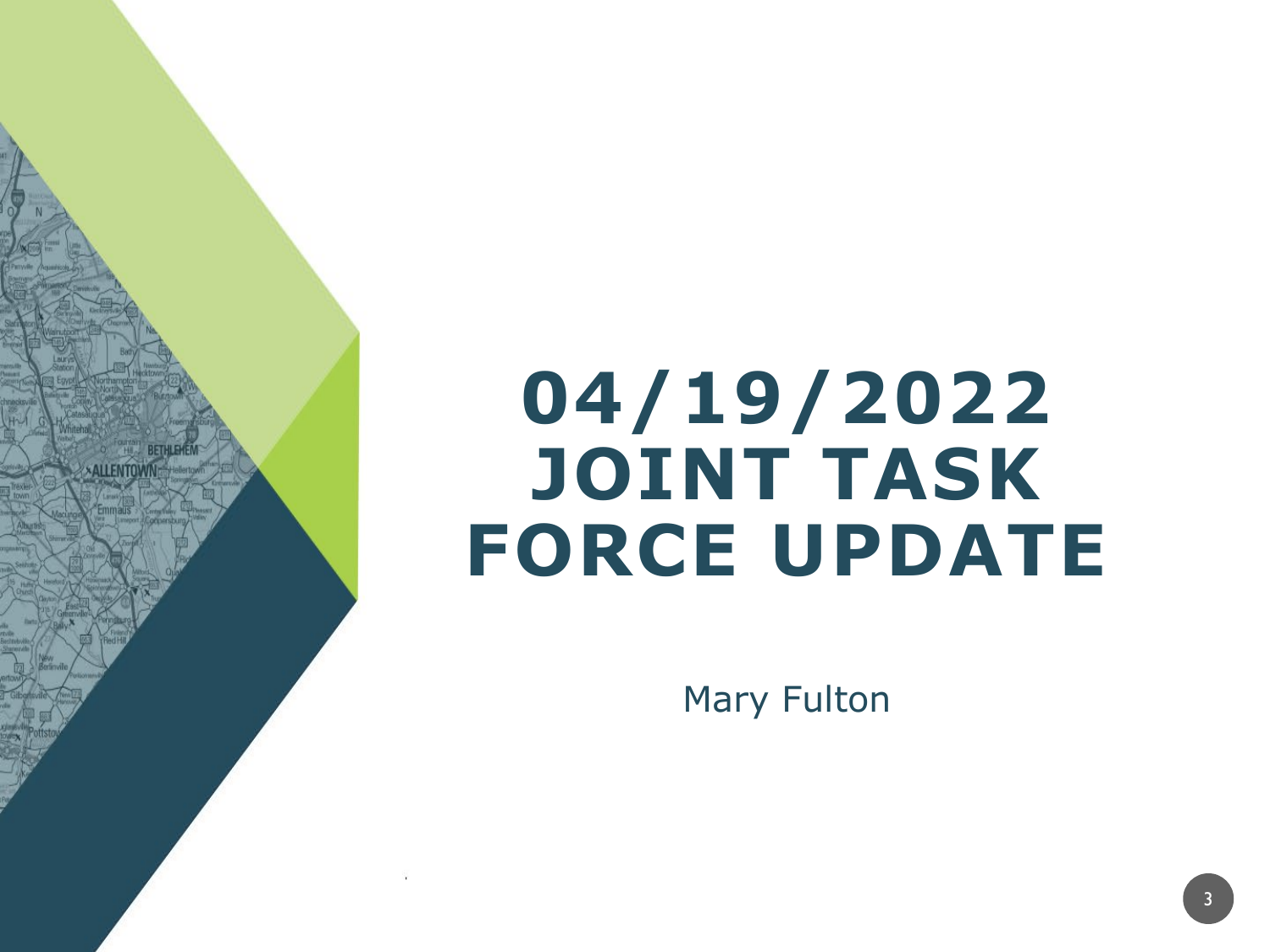# 04/19/2022 JOINT TASK FORCE UPDATE

Mary Fulton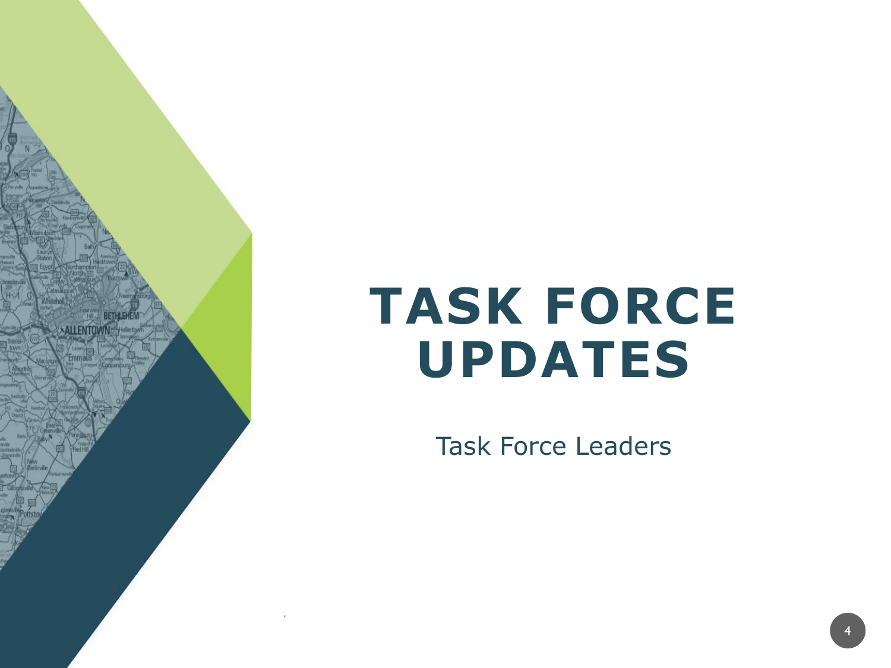# TASK FORCE UPDATES

Task Force Leaders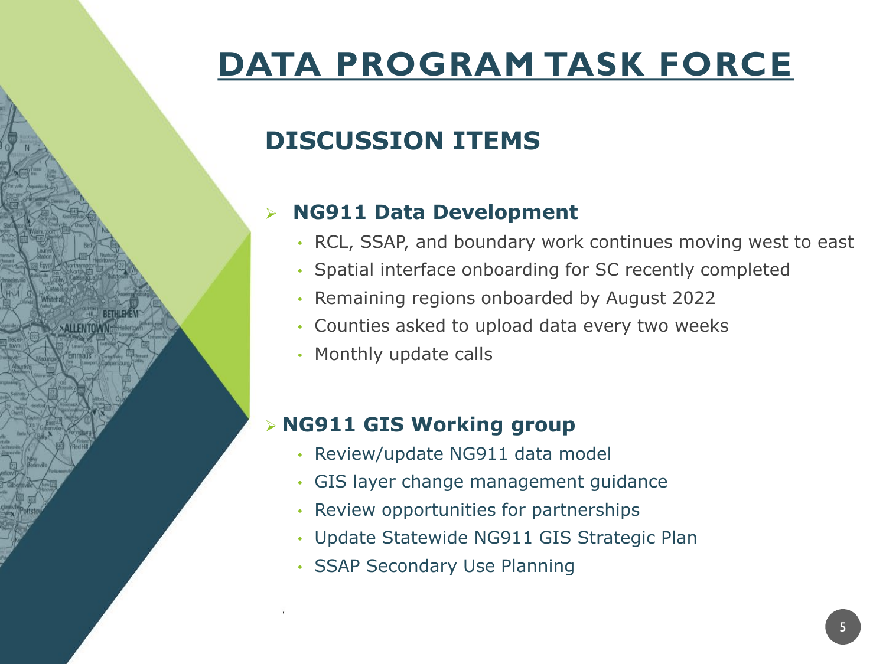# DATA PROGRAM TASK FORCE

## DISCUSSION ITEMS

### NG911 Data Development

- RCL, SSAP, and boundary work continues moving west to east
- Spatial interface onboarding for SC recently completed
- Remaining regions onboarded by August 2022
- Counties asked to upload data every two weeks
- Monthly update calls

### NG911 GIS Working group

- Review/update NG911 data model
- GIS layer change management guidance
- Review opportunities for partnerships
- Update Statewide NG911 GIS Strategic Plan
- SSAP Secondary Use Planning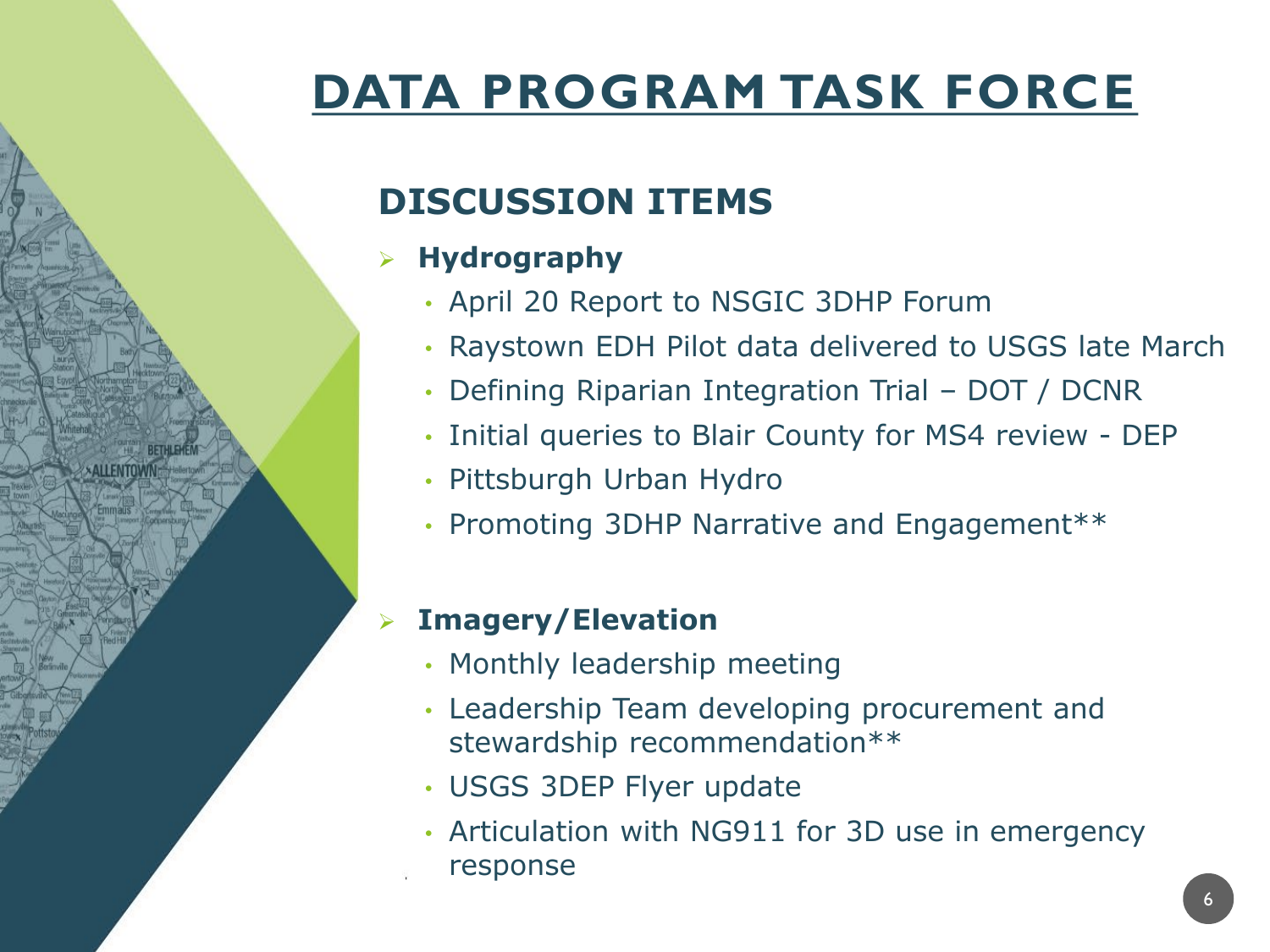# DATA PROGRAM TASK FORCE

## DISCUSSION ITEMS

- **Hydrography**
  - April 20 Report to NSGIC 3DHP Forum
  - Raystown EDH Pilot data delivered to USGS late March
  - Defining Riparian Integration Trial – DOT / DCNR
  - Initial queries to Blair County for MS4 review - DEP
  - Pittsburgh Urban Hydro
  - Promoting 3DHP Narrative and Engagement**

- **Imagery/Elevation**
  - Monthly leadership meeting
  - Leadership Team developing procurement and stewardship recommendation**
  - USGS 3DEP Flyer update
  - Articulation with NG911 for 3D use in emergency response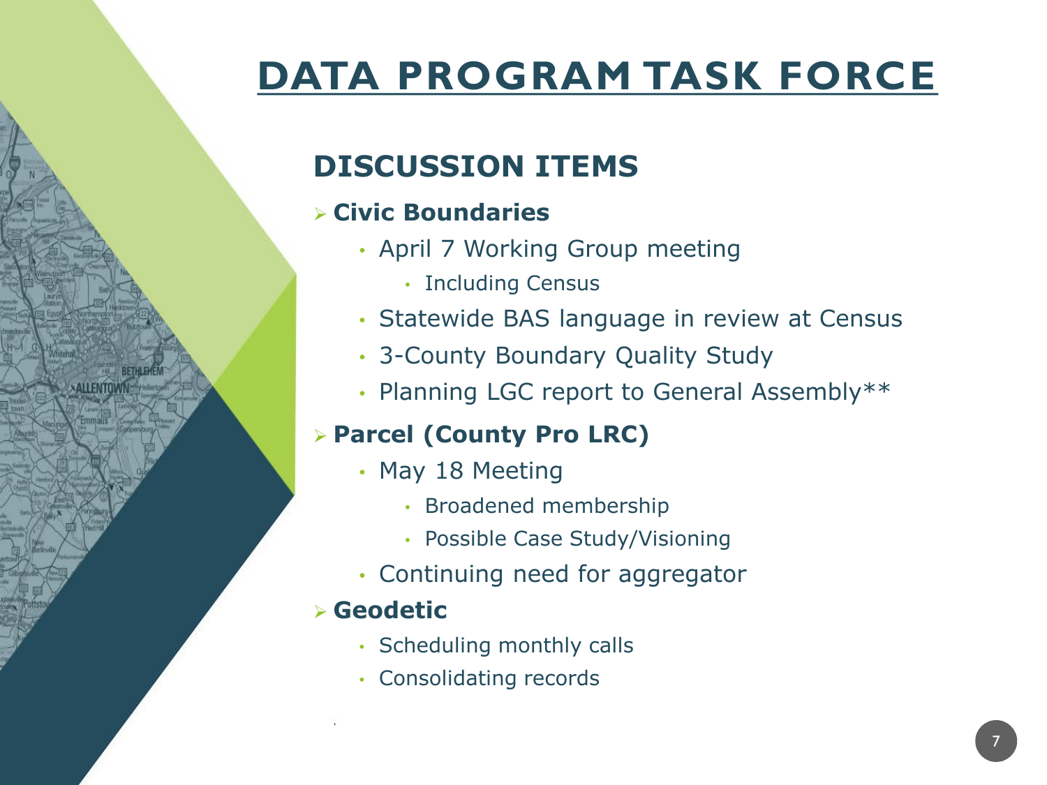# DATA PROGRAM TASK FORCE

## DISCUSSION ITEMS

- **Civic Boundaries**
  - April 7 Working Group meeting
    - Including Census
  - Statewide BAS language in review at Census
  - 3-County Boundary Quality Study
  - Planning LGC report to General Assembly**
- **Parcel (County Pro LRC)**
  - May 18 Meeting
    - Broadened membership
    - Possible Case Study/Visioning
  - Continuing need for aggregator
- **Geodetic**
  - Scheduling monthly calls
  - Consolidating records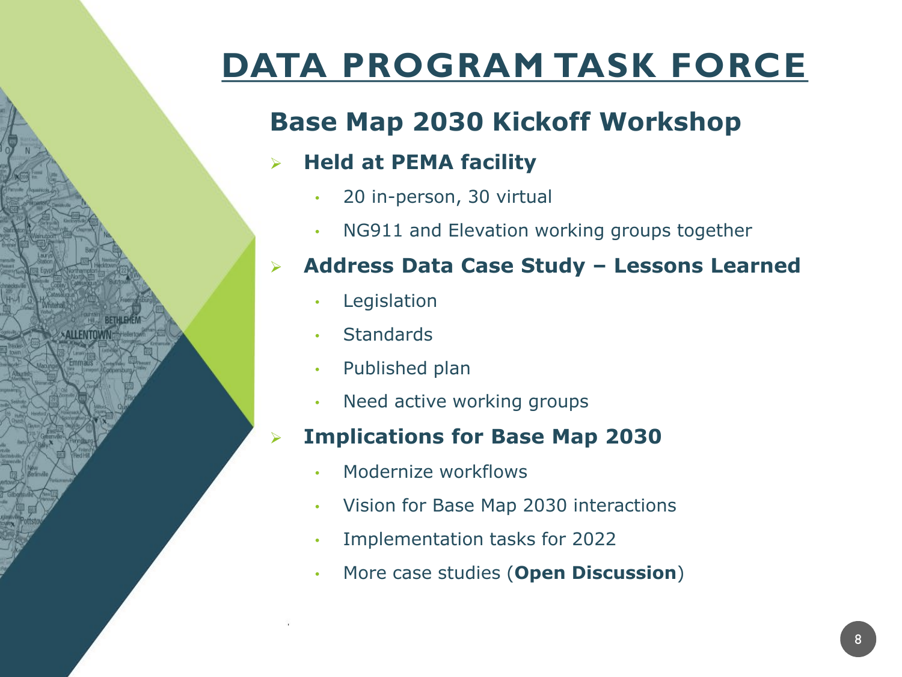# DATA PROGRAM TASK FORCE

## Base Map 2030 Kickoff Workshop

- **Held at PEMA facility**
  - 20 in-person, 30 virtual
  - NG911 and Elevation working groups together
- **Address Data Case Study – Lessons Learned**
  - Legislation
  - Standards
  - Published plan
  - Need active working groups
- **Implications for Base Map 2030**
  - Modernize workflows
  - Vision for Base Map 2030 interactions
  - Implementation tasks for 2022
  - More case studies (**Open Discussion**)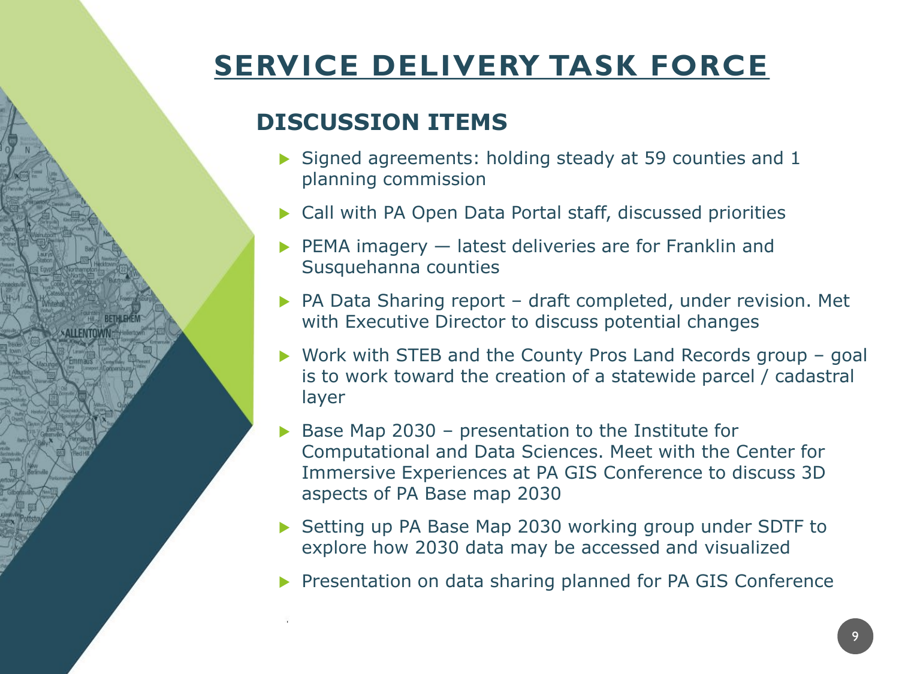# SERVICE DELIVERY TASK FORCE

## DISCUSSION ITEMS

- Signed agreements: holding steady at 59 counties and 1 planning commission
- Call with PA Open Data Portal staff, discussed priorities
- PEMA imagery — latest deliveries are for Franklin and Susquehanna counties
- PA Data Sharing report – draft completed, under revision. Met with Executive Director to discuss potential changes
- Work with STEB and the County Pros Land Records group – goal is to work toward the creation of a statewide parcel / cadastral layer
- Base Map 2030 – presentation to the Institute for Computational and Data Sciences. Meet with the Center for Immersive Experiences at PA GIS Conference to discuss 3D aspects of PA Base map 2030
- Setting up PA Base Map 2030 working group under SDTF to explore how 2030 data may be accessed and visualized
- Presentation on data sharing planned for PA GIS Conference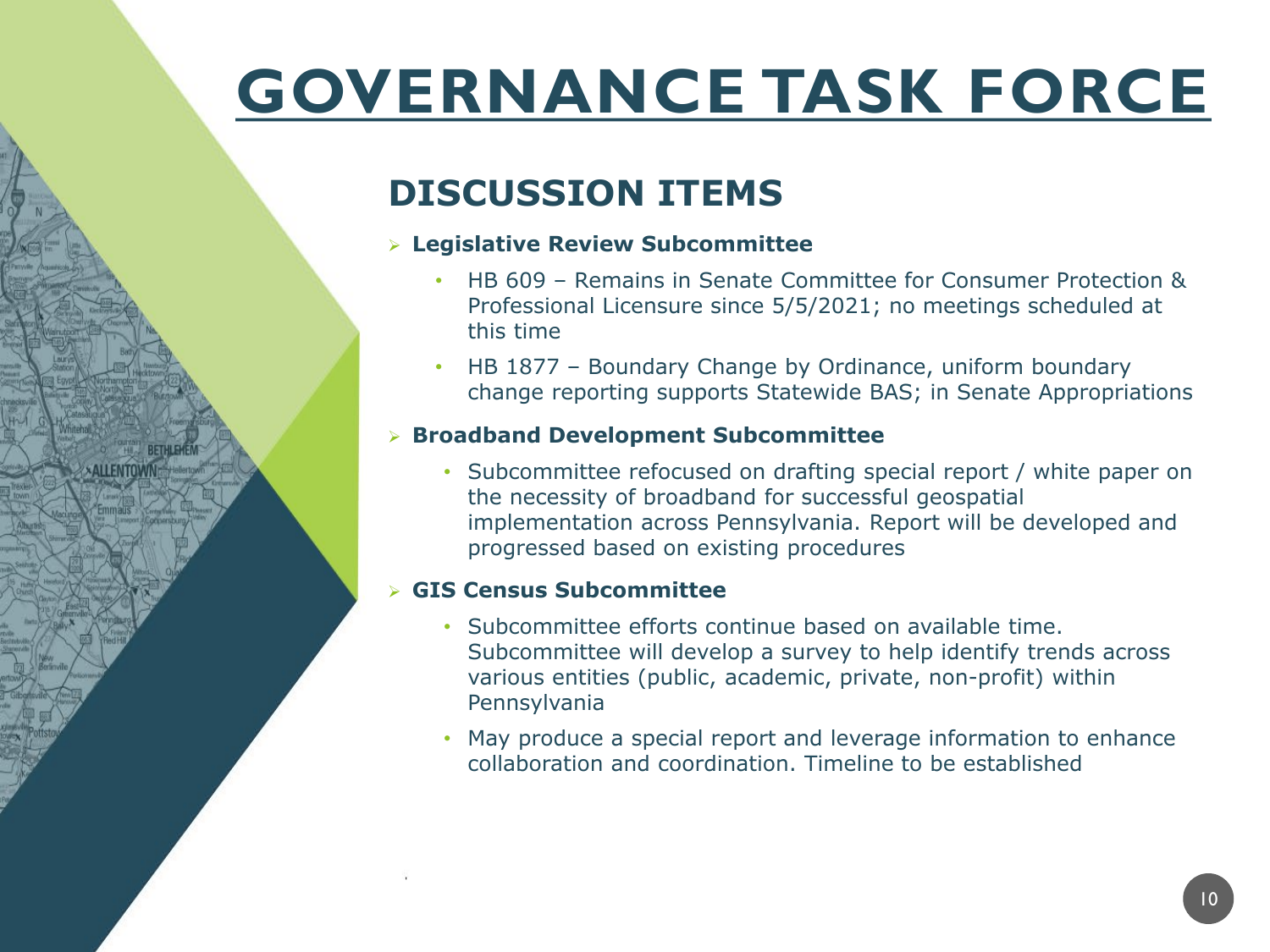# GOVERNANCE TASK FORCE

## DISCUSSION ITEMS

- **Legislative Review Subcommittee**
  - HB 609 – Remains in Senate Committee for Consumer Protection & Professional Licensure since 5/5/2021; no meetings scheduled at this time
  - HB 1877 – Boundary Change by Ordinance, uniform boundary change reporting supports Statewide BAS; in Senate Appropriations
- **Broadband Development Subcommittee**
  - Subcommittee refocused on drafting special report / white paper on the necessity of broadband for successful geospatial implementation across Pennsylvania. Report will be developed and progressed based on existing procedures
- **GIS Census Subcommittee**
  - Subcommittee efforts continue based on available time. Subcommittee will develop a survey to help identify trends across various entities (public, academic, private, non-profit) within Pennsylvania
  - May produce a special report and leverage information to enhance collaboration and coordination. Timeline to be established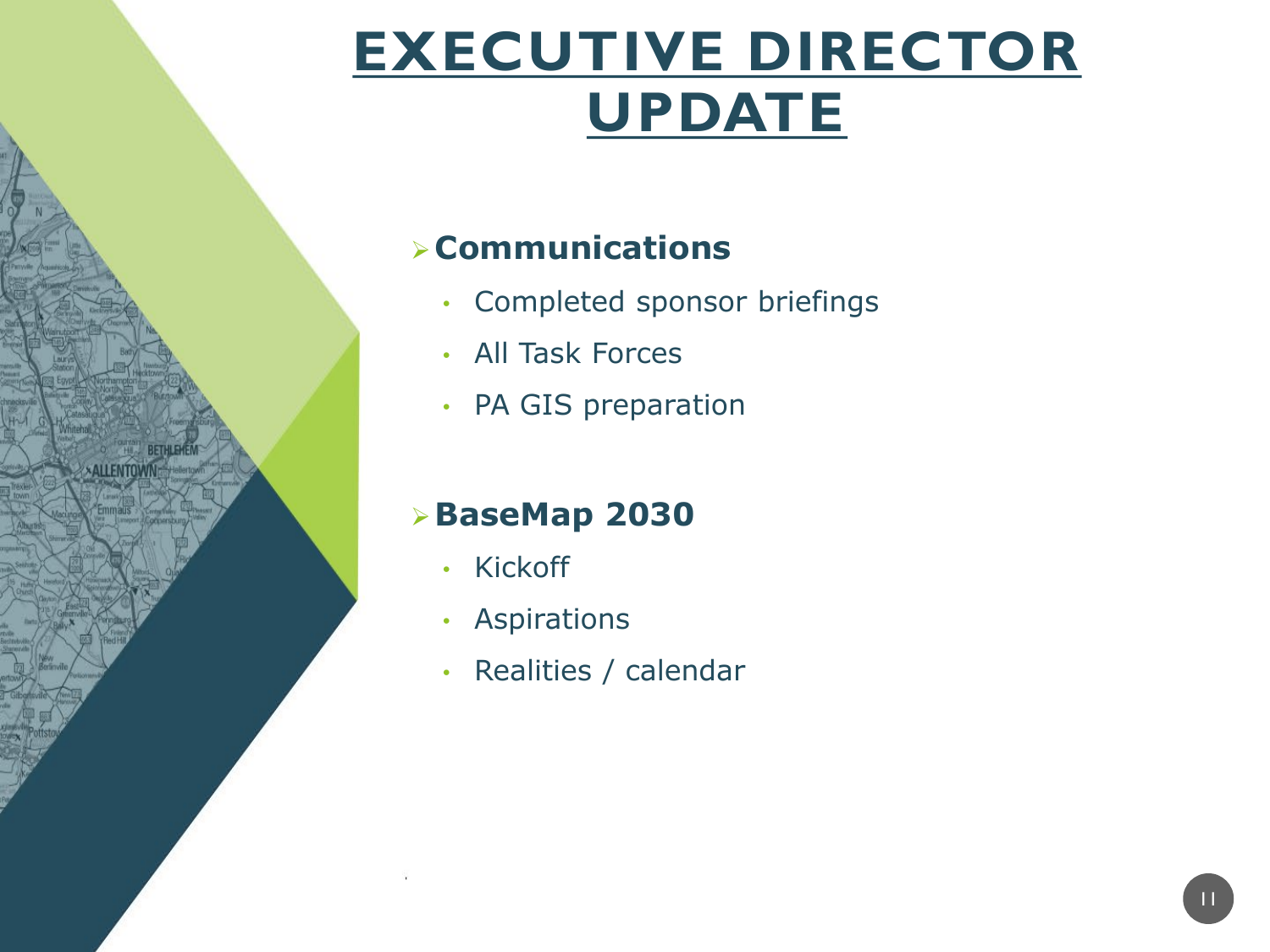# EXECUTIVE DIRECTOR UPDATE

- **Communications**
  - Completed sponsor briefings
  - All Task Forces
  - PA GIS preparation

- **BaseMap 2030**
  - Kickoff
  - Aspirations
  - Realities / calendar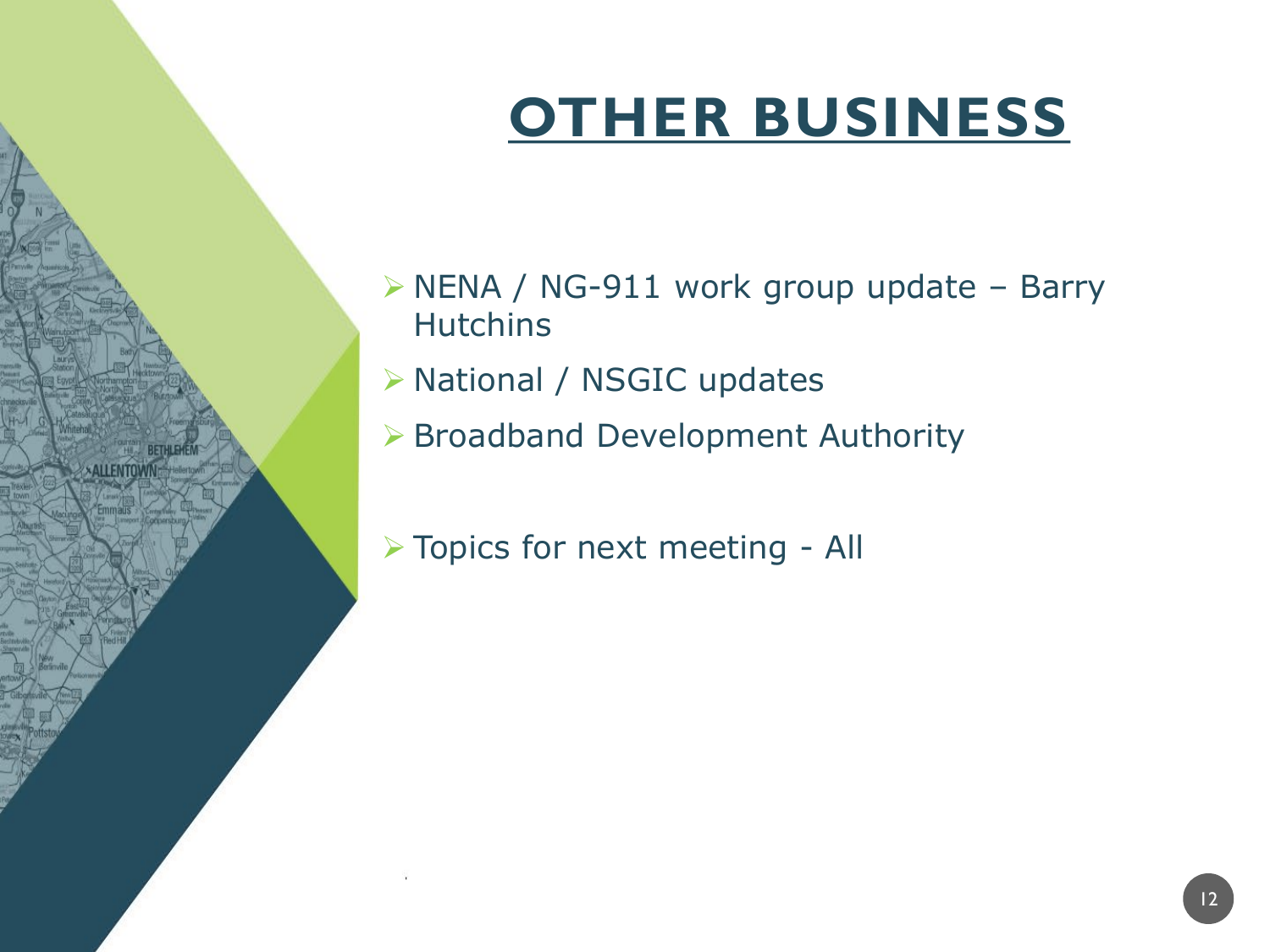# OTHER BUSINESS

- NENA / NG-911 work group update – Barry Hutchins
- National / NSGIC updates
- Broadband Development Authority

- Topics for next meeting - All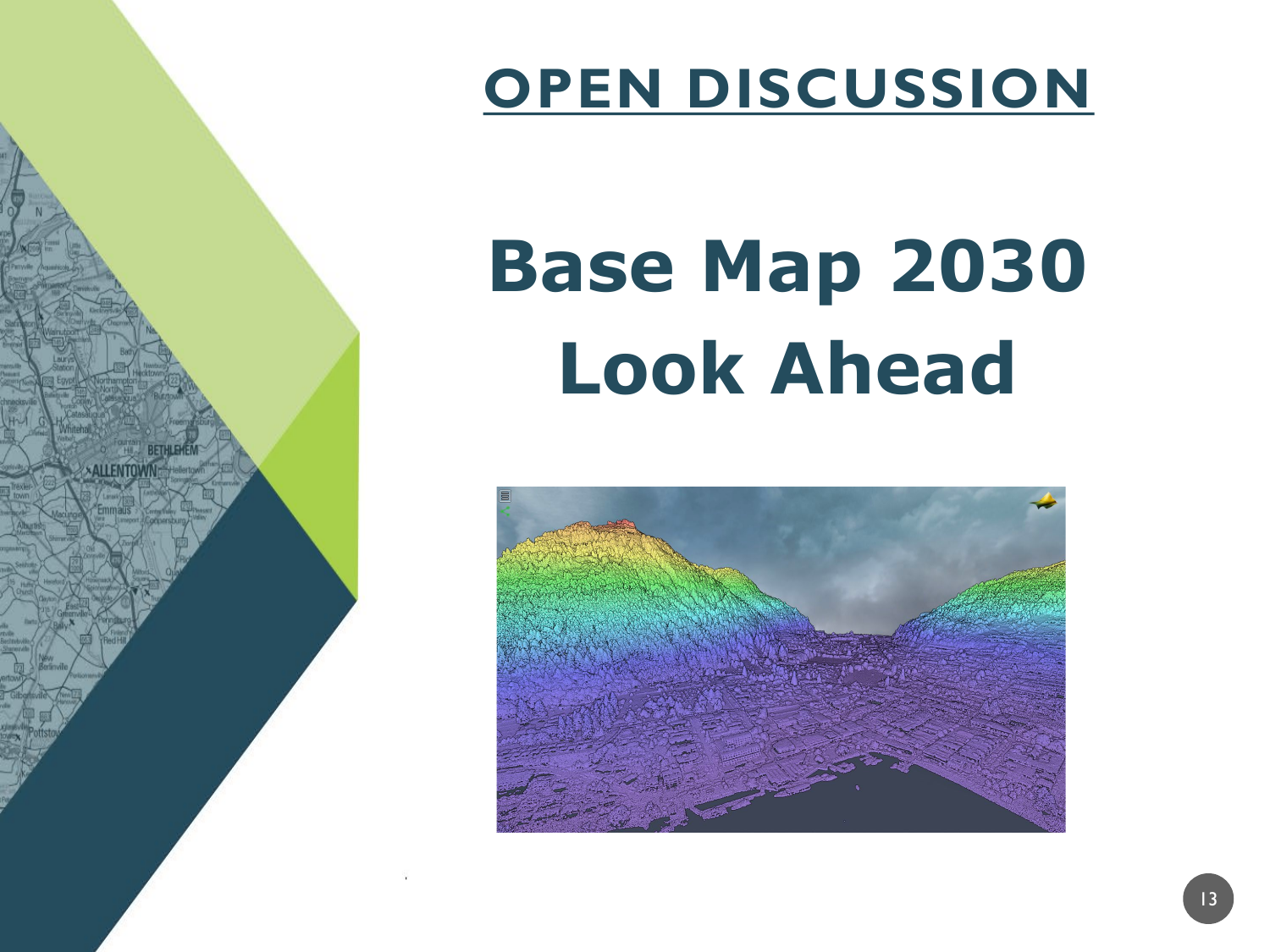# OPEN DISCUSSION

## Base Map 2030 Look Ahead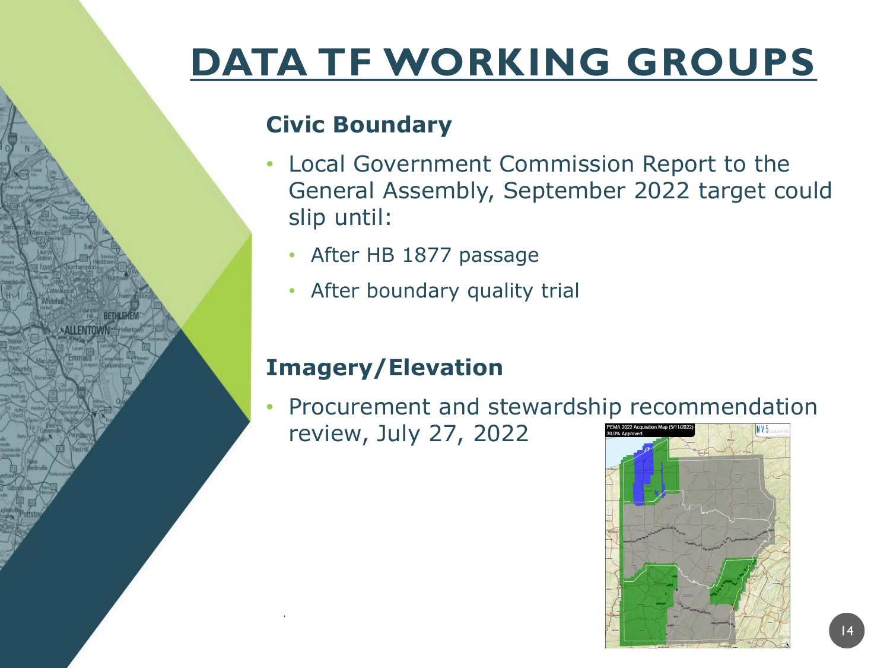# DATA TF WORKING GROUPS

### Civic Boundary

- Local Government Commission Report to the General Assembly, September 2022 target could slip until:
  - After HB 1877 passage
  - After boundary quality trial

### Imagery/Elevation

- Procurement and stewardship recommendation review, July 27, 2022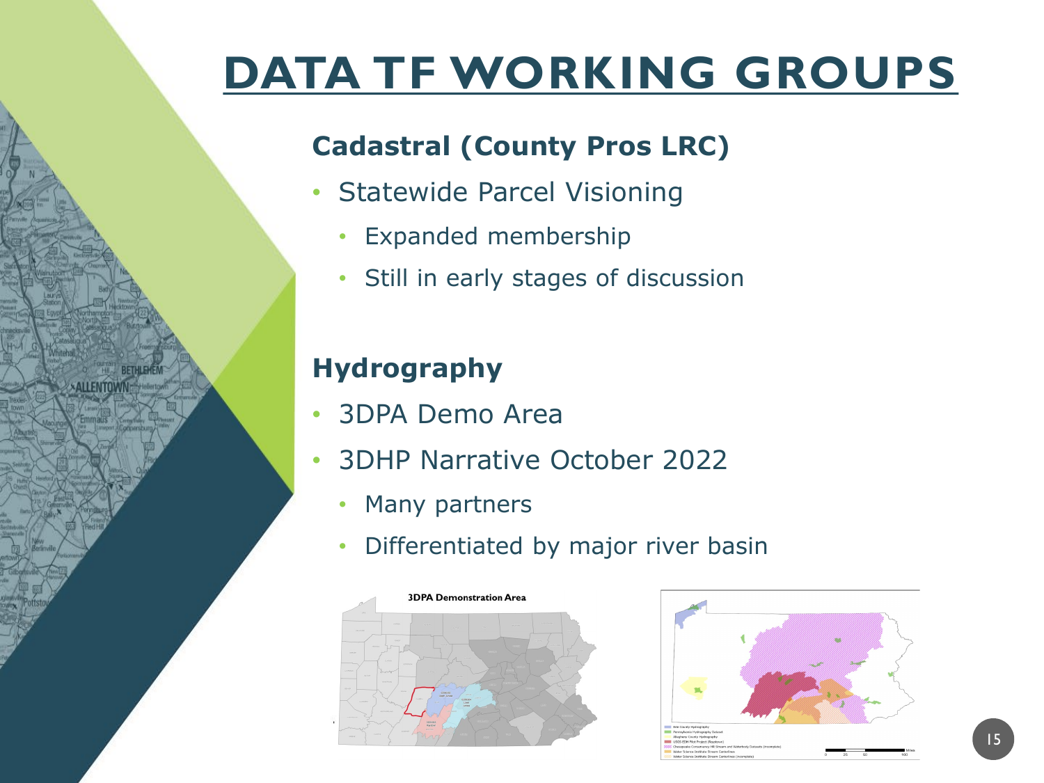# DATA TF WORKING GROUPS

## Cadastral (County Pros LRC)

- Statewide Parcel Visioning
  - Expanded membership
  - Still in early stages of discussion

## Hydrography

- 3DPA Demo Area
- 3DHP Narrative October 2022
  - Many partners
  - Differentiated by major river basin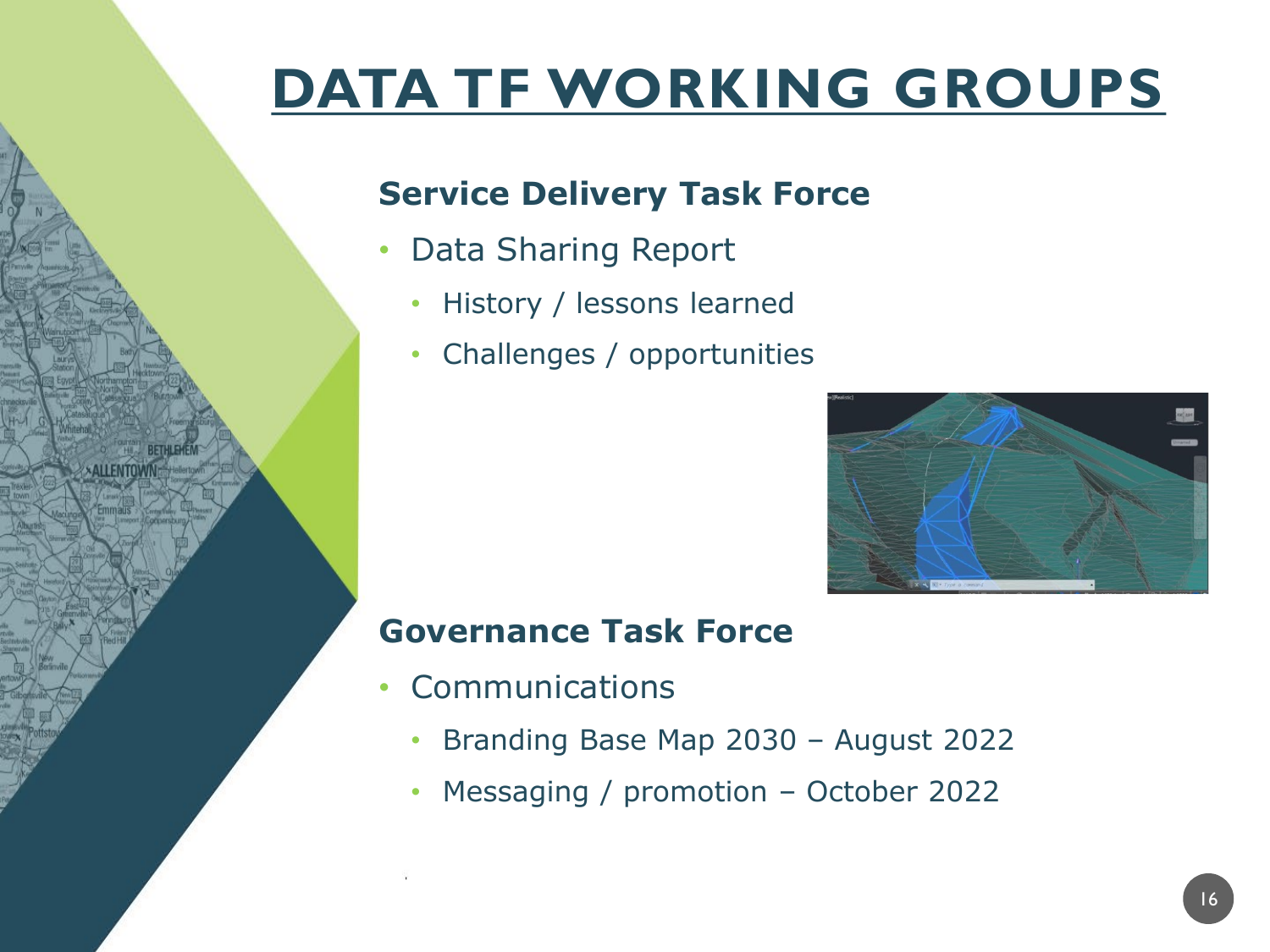# DATA TF WORKING GROUPS

### Service Delivery Task Force

- Data Sharing Report
  - History / lessons learned
  - Challenges / opportunities

### Governance Task Force

- Communications
  - Branding Base Map 2030 – August 2022
  - Messaging / promotion – October 2022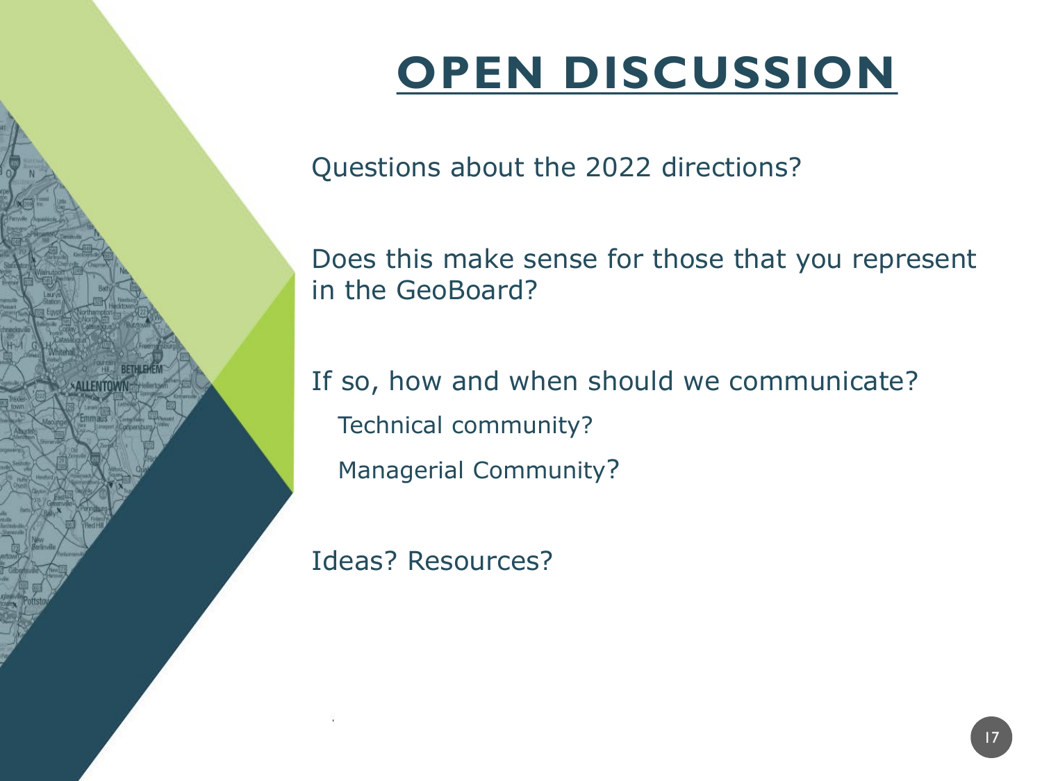# OPEN DISCUSSION

Questions about the 2022 directions?

Does this make sense for those that you represent in the GeoBoard?

If so, how and when should we communicate?

- Technical community?
- Managerial Community?

Ideas? Resources?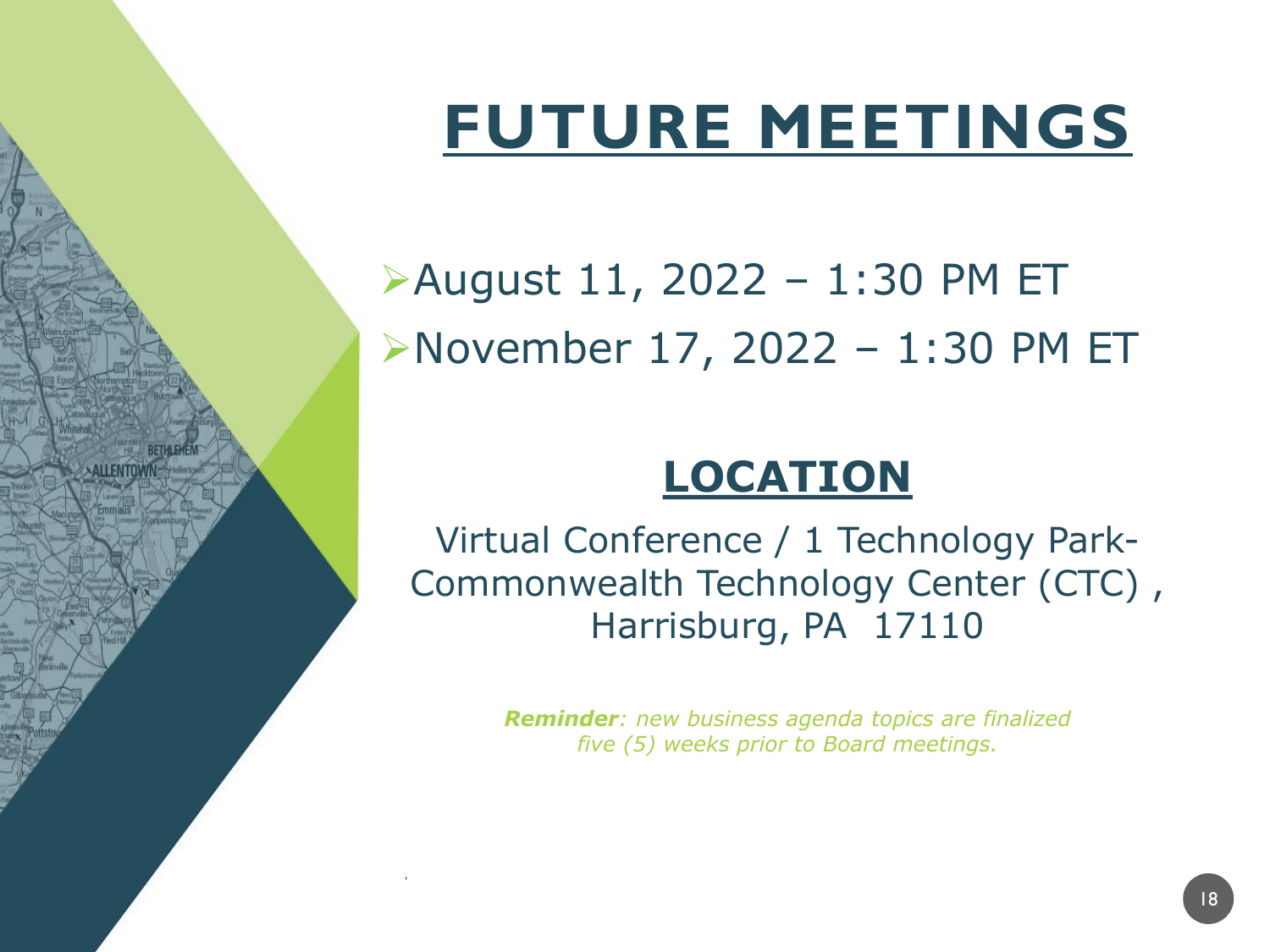# FUTURE MEETINGS

- August 11, 2022 – 1:30 PM ET
- November 17, 2022 – 1:30 PM ET

## LOCATION

Virtual Conference / 1 Technology Park- Commonwealth Technology Center (CTC) , Harrisburg, PA 17110

***Reminder**: new business agenda topics are finalized five (5) weeks prior to Board meetings.*